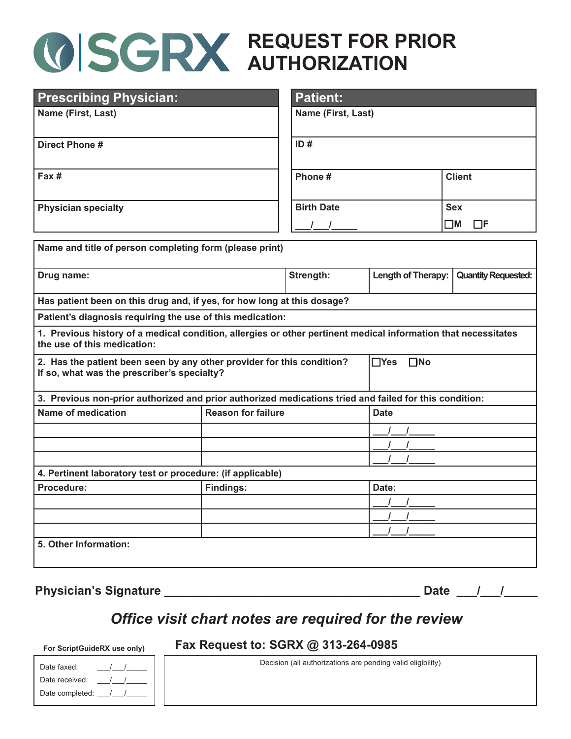# SGRX REQUEST FOR PRIOR AUTHORIZATION

| Prescribing Physician: | Patient: | |
|---|---|---|
| Name (First, Last) | Name (First, Last) | |
| Direct Phone # | ID # | |
| Fax # | Phone # | Client |
| Physician specialty | Birth Date<br>___/___/_____ | Sex<br>☐M ☐F |

| Name and title of person completing form (please print) | | | |
|---|---|---|---|
| Drug name: | Strength: | Length of Therapy: | Quantity Requested: |

Has patient been on this drug and, if yes, for how long at this dosage?

Patient's diagnosis requiring the use of this medication:

1. Previous history of a medical condition, allergies or other pertinent medical information that necessitates the use of this medication:

2. Has the patient been seen by any other provider for this condition? If so, what was the prescriber's specialty? ☐Yes ☐No

3. Previous non-prior authorized and prior authorized medications tried and failed for this condition:

| Name of medication | Reason for failure | Date |
|---|---|---|
| | | ___/___/_____ |
| | | ___/___/_____ |
| | | ___/___/_____ |

4. Pertinent laboratory test or procedure: (if applicable)

| Procedure: | Findings: | Date: |
|---|---|---|
| | | ___/___/_____ |
| | | ___/___/_____ |
| | | ___/___/_____ |

5. Other Information:

**Physician's Signature** ______________________________________ **Date** ___/___/_____

***Office visit chart notes are required for the review***

**For ScriptGuideRX use only)**

Date faxed: ___/___/_____
Date received: ___/___/_____
Date completed: ___/___/_____

**Fax Request to: SGRX @ 313-264-0985**

Decision (all authorizations are pending valid eligibility)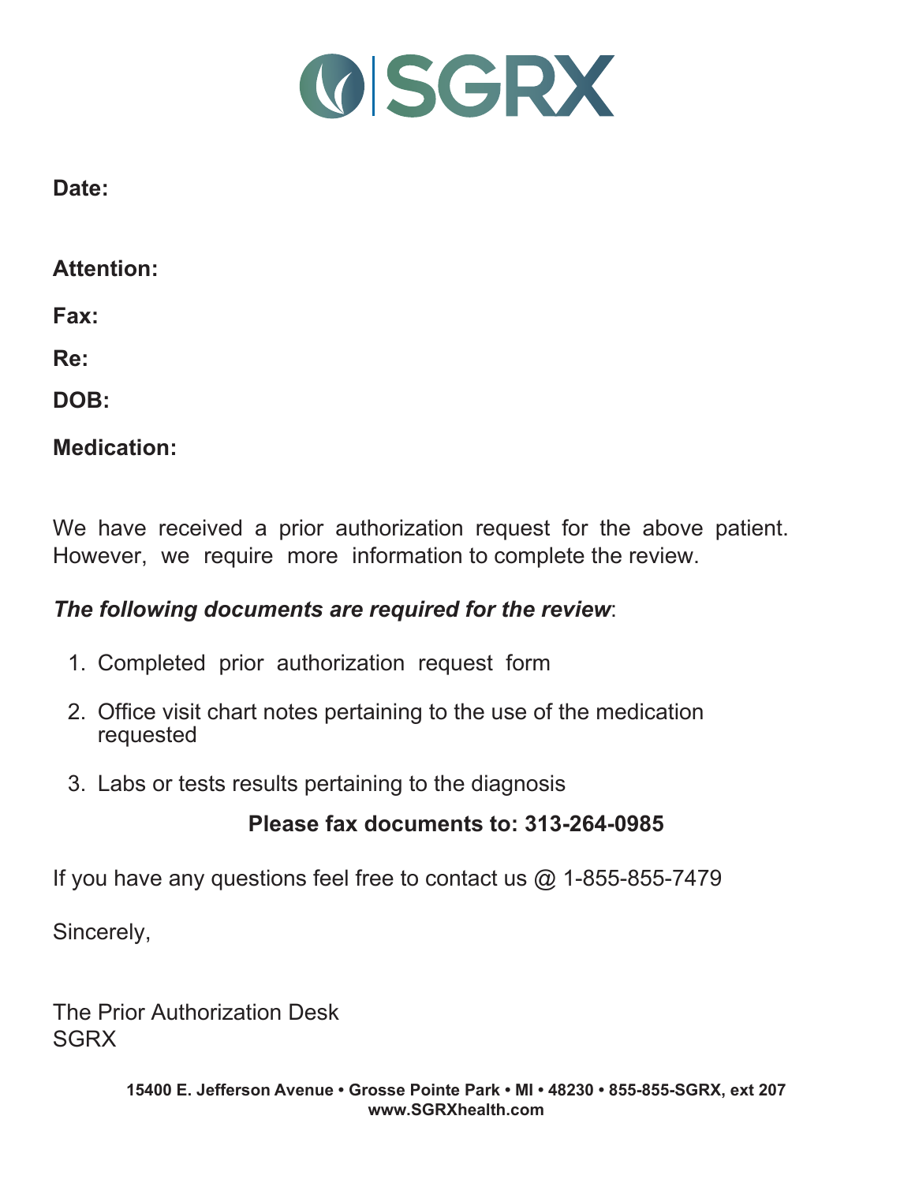# SGRX

**Date:**

**Attention:**

**Fax:**

**Re:**

**DOB:**

**Medication:**

We have received a prior authorization request for the above patient. However, we require more information to complete the review.

***The following documents are required for the review***:

1. Completed prior authorization request form
2. Office visit chart notes pertaining to the use of the medication requested
3. Labs or tests results pertaining to the diagnosis

**Please fax documents to: 313-264-0985**

If you have any questions feel free to contact us @ 1-855-855-7479

Sincerely,

The Prior Authorization Desk
SGRX

**15400 E. Jefferson Avenue • Grosse Pointe Park • MI • 48230 • 855-855-SGRX, ext 207**
**www.SGRXhealth.com**